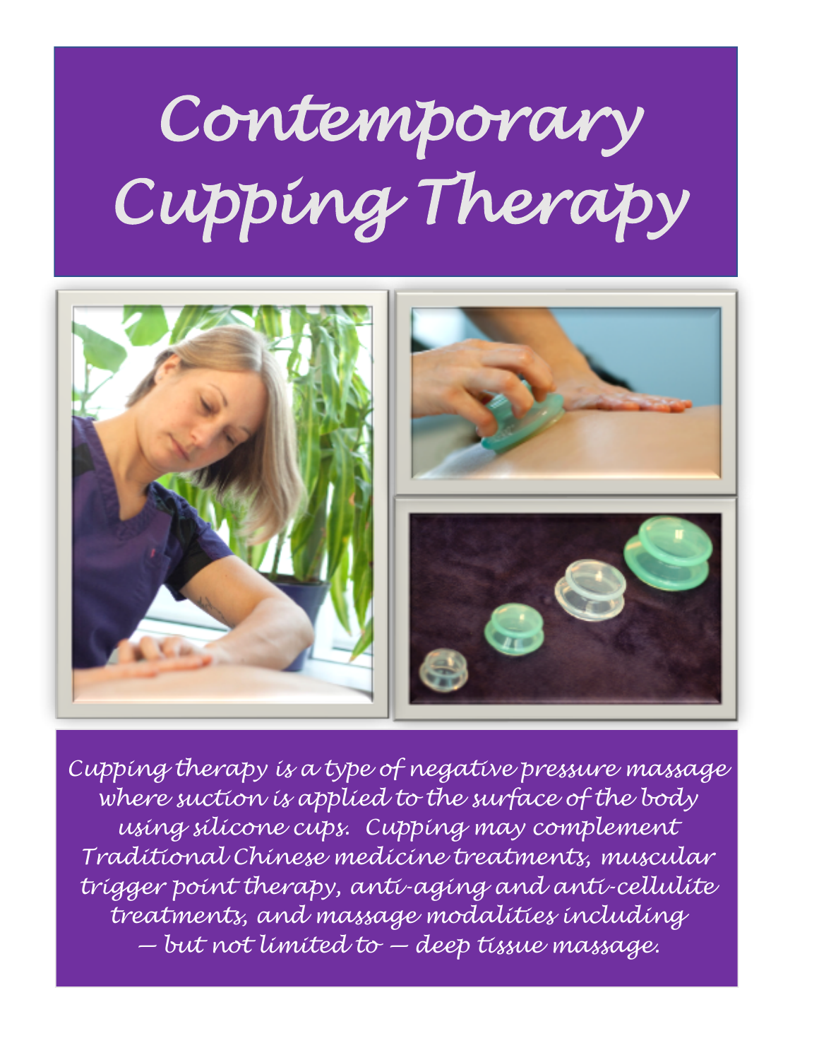# Contemporary Cupping Therapy

*Cupping therapy is a type of negative pressure massage where suction is applied to the surface of the body using silicone cups. Cupping may complement Traditional Chinese medicine treatments, muscular trigger point therapy, anti-aging and anti-cellulite treatments, and massage modalities including — but not limited to — deep tissue massage.*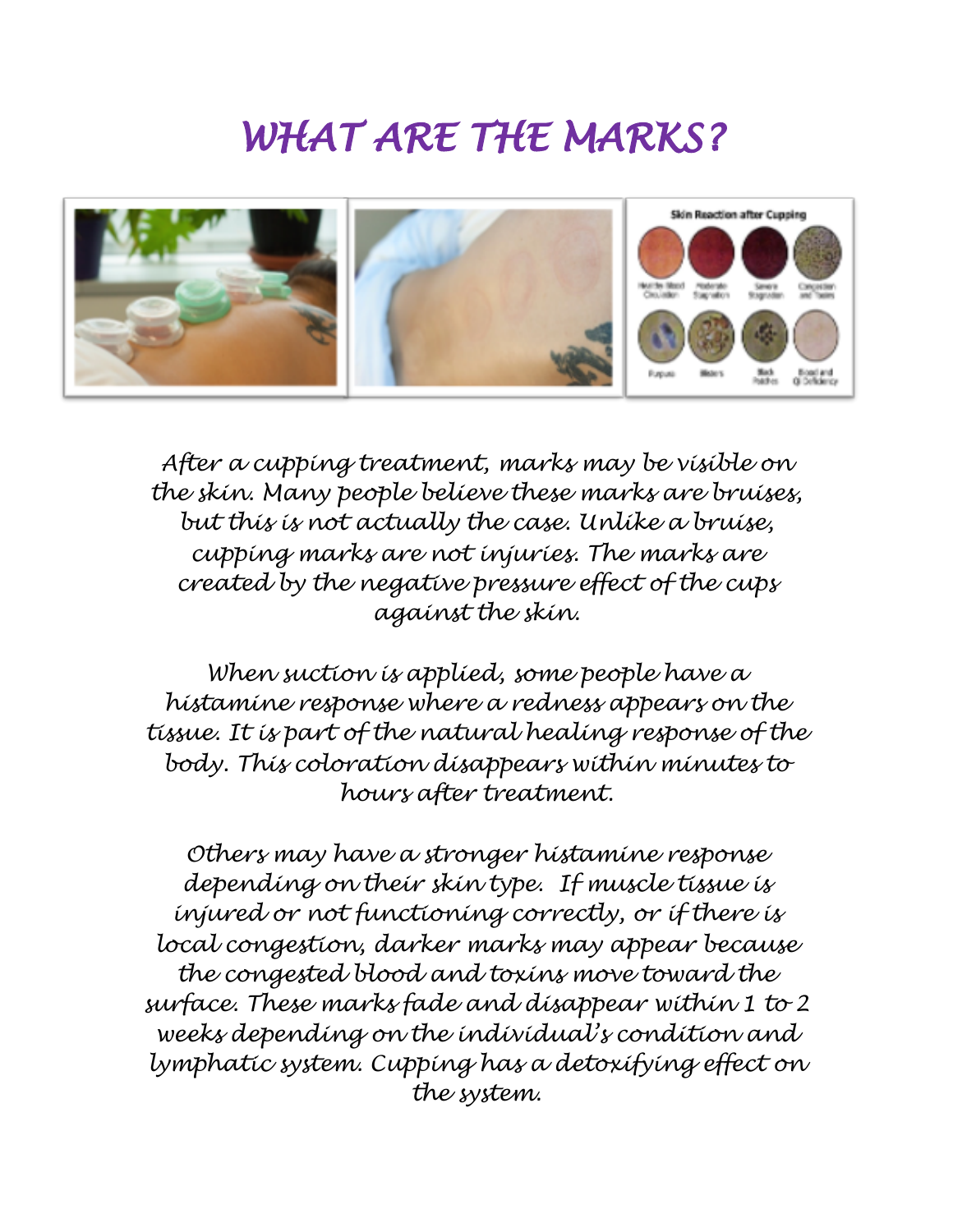# WHAT ARE THE MARKS?

After a cupping treatment, marks may be visible on the skin. Many people believe these marks are bruises, but this is not actually the case. Unlike a bruise, cupping marks are not injuries. The marks are created by the negative pressure effect of the cups against the skin.

When suction is applied, some people have a histamine response where a redness appears on the tissue. It is part of the natural healing response of the body. This coloration disappears within minutes to hours after treatment.

Others may have a stronger histamine response depending on their skin type. If muscle tissue is injured or not functioning correctly, or if there is local congestion, darker marks may appear because the congested blood and toxins move toward the surface. These marks fade and disappear within 1 to 2 weeks depending on the individual's condition and lymphatic system. Cupping has a detoxifying effect on the system.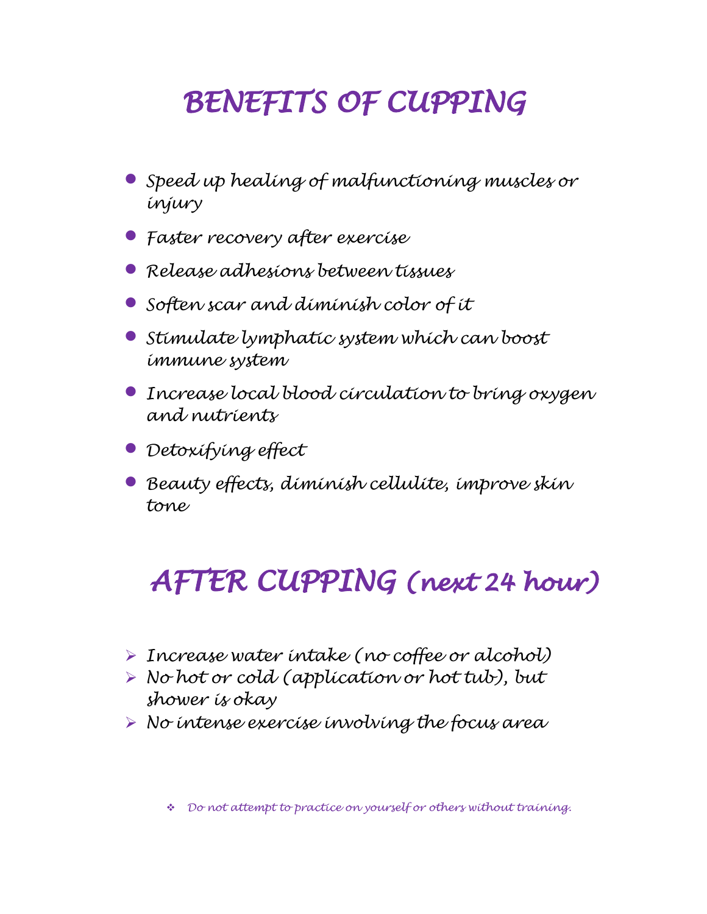# BENEFITS OF CUPPING

- Speed up healing of malfunctioning muscles or injury
- Faster recovery after exercise
- Release adhesions between tissues
- Soften scar and diminish color of it
- Stimulate lymphatic system which can boost immune system
- Increase local blood circulation to bring oxygen and nutrients
- Detoxifying effect
- Beauty effects, diminish cellulite, improve skin tone

# AFTER CUPPING (next 24 hour)

- Increase water intake (no coffee or alcohol)
- No hot or cold (application or hot tub), but shower is okay
- No intense exercise involving the focus area

- *Do not attempt to practice on yourself or others without training.*